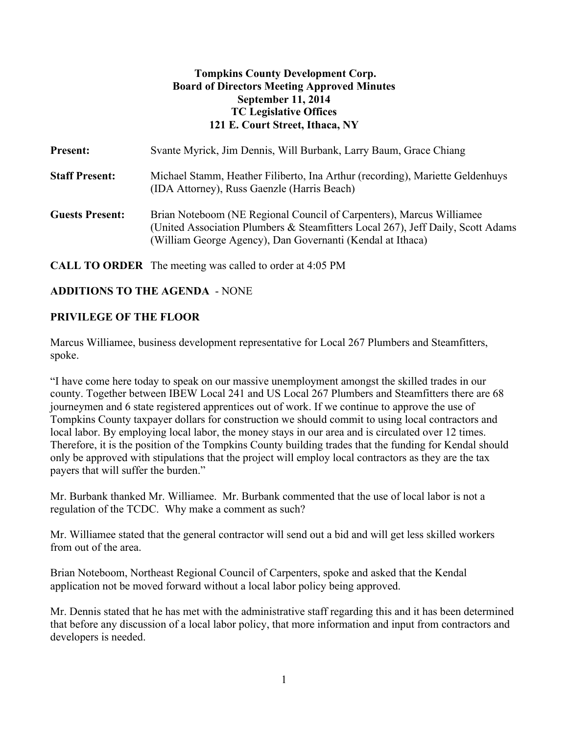**Tompkins County Development Corp.**
**Board of Directors Meeting Approved Minutes**
**September 11, 2014**
**TC Legislative Offices**
**121 E. Court Street, Ithaca, NY**

**Present:** Svante Myrick, Jim Dennis, Will Burbank, Larry Baum, Grace Chiang

**Staff Present:** Michael Stamm, Heather Filiberto, Ina Arthur (recording), Mariette Geldenhuys (IDA Attorney), Russ Gaenzle (Harris Beach)

**Guests Present:** Brian Noteboom (NE Regional Council of Carpenters), Marcus Williamee (United Association Plumbers & Steamfitters Local 267), Jeff Daily, Scott Adams (William George Agency), Dan Governanti (Kendal at Ithaca)

**CALL TO ORDER** The meeting was called to order at 4:05 PM

**ADDITIONS TO THE AGENDA** - NONE

**PRIVILEGE OF THE FLOOR**

Marcus Williamee, business development representative for Local 267 Plumbers and Steamfitters, spoke.

"I have come here today to speak on our massive unemployment amongst the skilled trades in our county. Together between IBEW Local 241 and US Local 267 Plumbers and Steamfitters there are 68 journeymen and 6 state registered apprentices out of work. If we continue to approve the use of Tompkins County taxpayer dollars for construction we should commit to using local contractors and local labor. By employing local labor, the money stays in our area and is circulated over 12 times. Therefore, it is the position of the Tompkins County building trades that the funding for Kendal should only be approved with stipulations that the project will employ local contractors as they are the tax payers that will suffer the burden."

Mr. Burbank thanked Mr. Williamee. Mr. Burbank commented that the use of local labor is not a regulation of the TCDC. Why make a comment as such?

Mr. Williamee stated that the general contractor will send out a bid and will get less skilled workers from out of the area.

Brian Noteboom, Northeast Regional Council of Carpenters, spoke and asked that the Kendal application not be moved forward without a local labor policy being approved.

Mr. Dennis stated that he has met with the administrative staff regarding this and it has been determined that before any discussion of a local labor policy, that more information and input from contractors and developers is needed.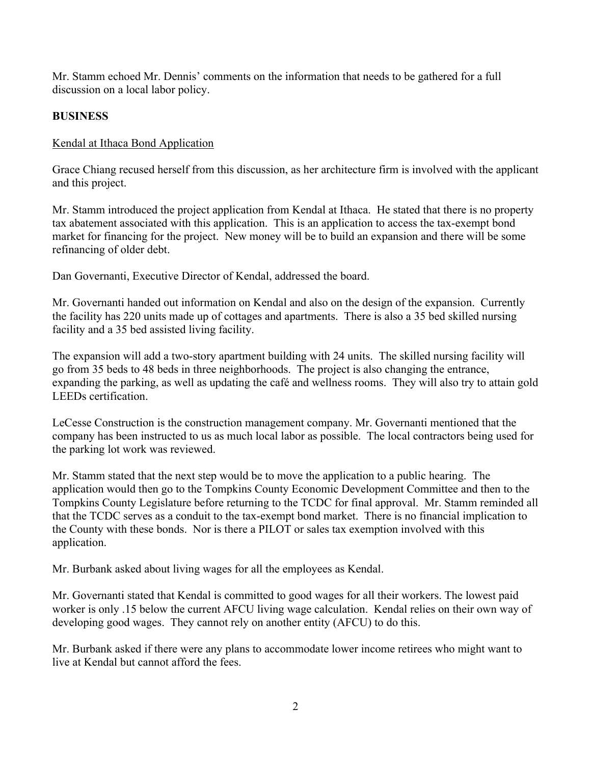Mr. Stamm echoed Mr. Dennis' comments on the information that needs to be gathered for a full discussion on a local labor policy.

**BUSINESS**

Kendal at Ithaca Bond Application

Grace Chiang recused herself from this discussion, as her architecture firm is involved with the applicant and this project.

Mr. Stamm introduced the project application from Kendal at Ithaca. He stated that there is no property tax abatement associated with this application. This is an application to access the tax-exempt bond market for financing for the project. New money will be to build an expansion and there will be some refinancing of older debt.

Dan Governanti, Executive Director of Kendal, addressed the board.

Mr. Governanti handed out information on Kendal and also on the design of the expansion. Currently the facility has 220 units made up of cottages and apartments. There is also a 35 bed skilled nursing facility and a 35 bed assisted living facility.

The expansion will add a two-story apartment building with 24 units. The skilled nursing facility will go from 35 beds to 48 beds in three neighborhoods. The project is also changing the entrance, expanding the parking, as well as updating the café and wellness rooms. They will also try to attain gold LEEDs certification.

LeCesse Construction is the construction management company. Mr. Governanti mentioned that the company has been instructed to us as much local labor as possible. The local contractors being used for the parking lot work was reviewed.

Mr. Stamm stated that the next step would be to move the application to a public hearing. The application would then go to the Tompkins County Economic Development Committee and then to the Tompkins County Legislature before returning to the TCDC for final approval. Mr. Stamm reminded all that the TCDC serves as a conduit to the tax-exempt bond market. There is no financial implication to the County with these bonds. Nor is there a PILOT or sales tax exemption involved with this application.

Mr. Burbank asked about living wages for all the employees as Kendal.

Mr. Governanti stated that Kendal is committed to good wages for all their workers. The lowest paid worker is only .15 below the current AFCU living wage calculation. Kendal relies on their own way of developing good wages. They cannot rely on another entity (AFCU) to do this.

Mr. Burbank asked if there were any plans to accommodate lower income retirees who might want to live at Kendal but cannot afford the fees.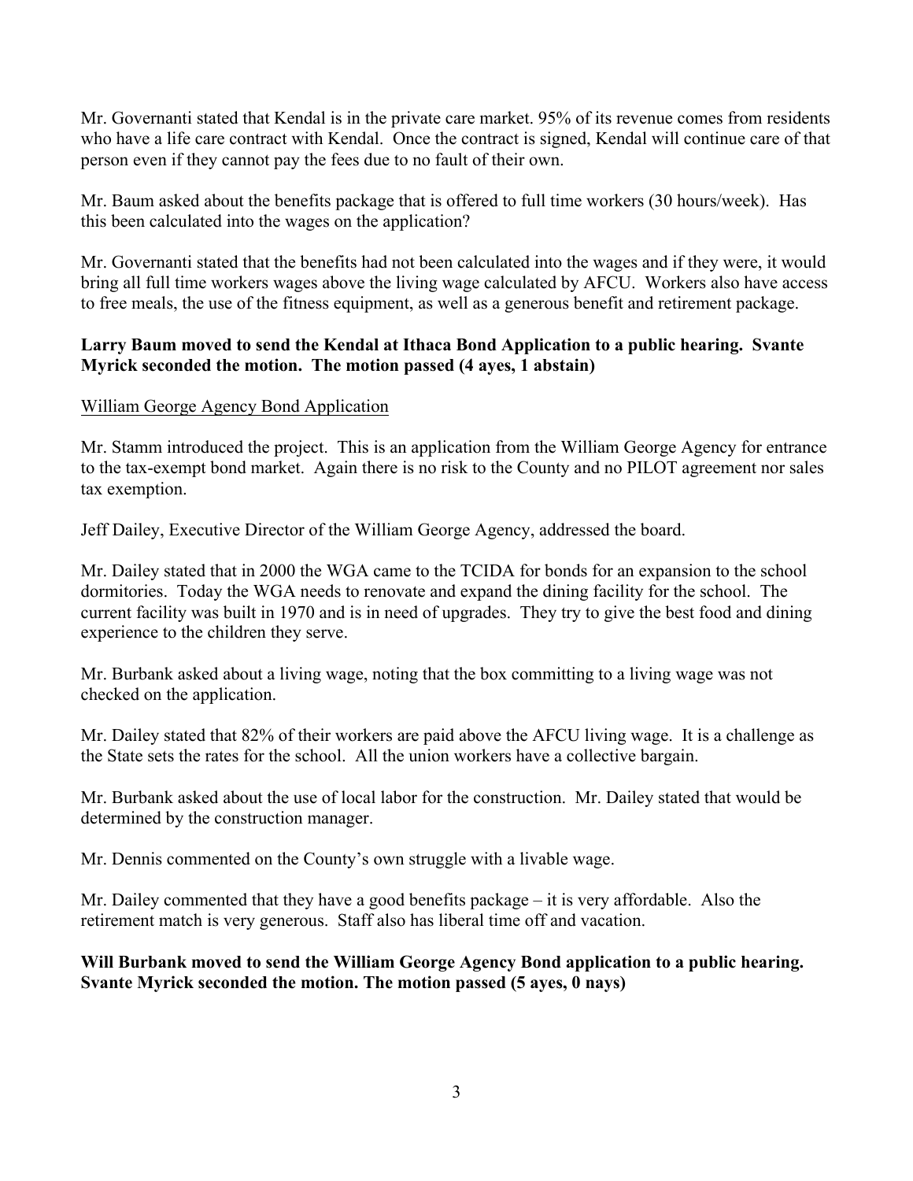Mr. Governanti stated that Kendal is in the private care market. 95% of its revenue comes from residents who have a life care contract with Kendal. Once the contract is signed, Kendal will continue care of that person even if they cannot pay the fees due to no fault of their own.

Mr. Baum asked about the benefits package that is offered to full time workers (30 hours/week). Has this been calculated into the wages on the application?

Mr. Governanti stated that the benefits had not been calculated into the wages and if they were, it would bring all full time workers wages above the living wage calculated by AFCU. Workers also have access to free meals, the use of the fitness equipment, as well as a generous benefit and retirement package.

**Larry Baum moved to send the Kendal at Ithaca Bond Application to a public hearing. Svante Myrick seconded the motion. The motion passed (4 ayes, 1 abstain)**

William George Agency Bond Application

Mr. Stamm introduced the project. This is an application from the William George Agency for entrance to the tax-exempt bond market. Again there is no risk to the County and no PILOT agreement nor sales tax exemption.

Jeff Dailey, Executive Director of the William George Agency, addressed the board.

Mr. Dailey stated that in 2000 the WGA came to the TCIDA for bonds for an expansion to the school dormitories. Today the WGA needs to renovate and expand the dining facility for the school. The current facility was built in 1970 and is in need of upgrades. They try to give the best food and dining experience to the children they serve.

Mr. Burbank asked about a living wage, noting that the box committing to a living wage was not checked on the application.

Mr. Dailey stated that 82% of their workers are paid above the AFCU living wage. It is a challenge as the State sets the rates for the school. All the union workers have a collective bargain.

Mr. Burbank asked about the use of local labor for the construction. Mr. Dailey stated that would be determined by the construction manager.

Mr. Dennis commented on the County's own struggle with a livable wage.

Mr. Dailey commented that they have a good benefits package – it is very affordable. Also the retirement match is very generous. Staff also has liberal time off and vacation.

**Will Burbank moved to send the William George Agency Bond application to a public hearing. Svante Myrick seconded the motion. The motion passed (5 ayes, 0 nays)**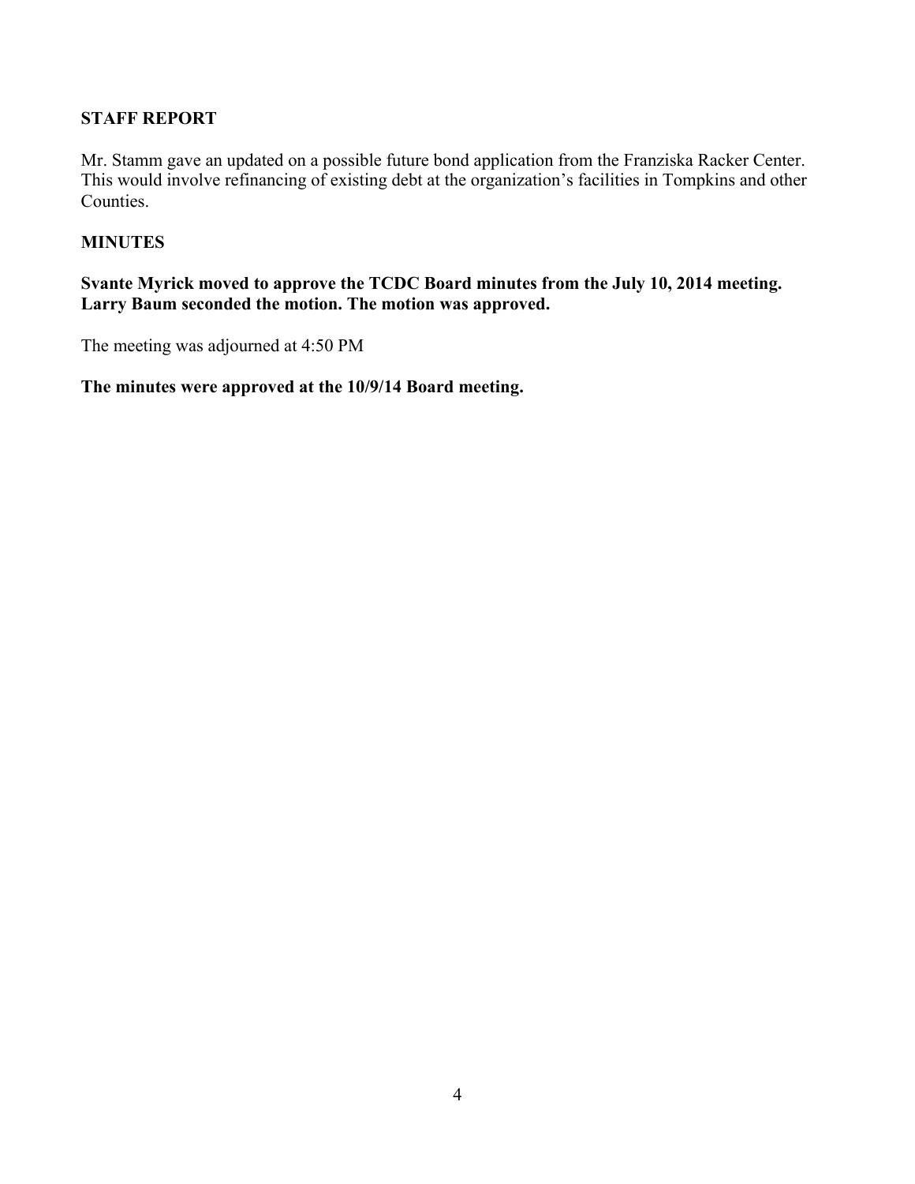## STAFF REPORT

Mr. Stamm gave an updated on a possible future bond application from the Franziska Racker Center. This would involve refinancing of existing debt at the organization's facilities in Tompkins and other Counties.

## MINUTES

**Svante Myrick moved to approve the TCDC Board minutes from the July 10, 2014 meeting. Larry Baum seconded the motion. The motion was approved.**

The meeting was adjourned at 4:50 PM

**The minutes were approved at the 10/9/14 Board meeting.**